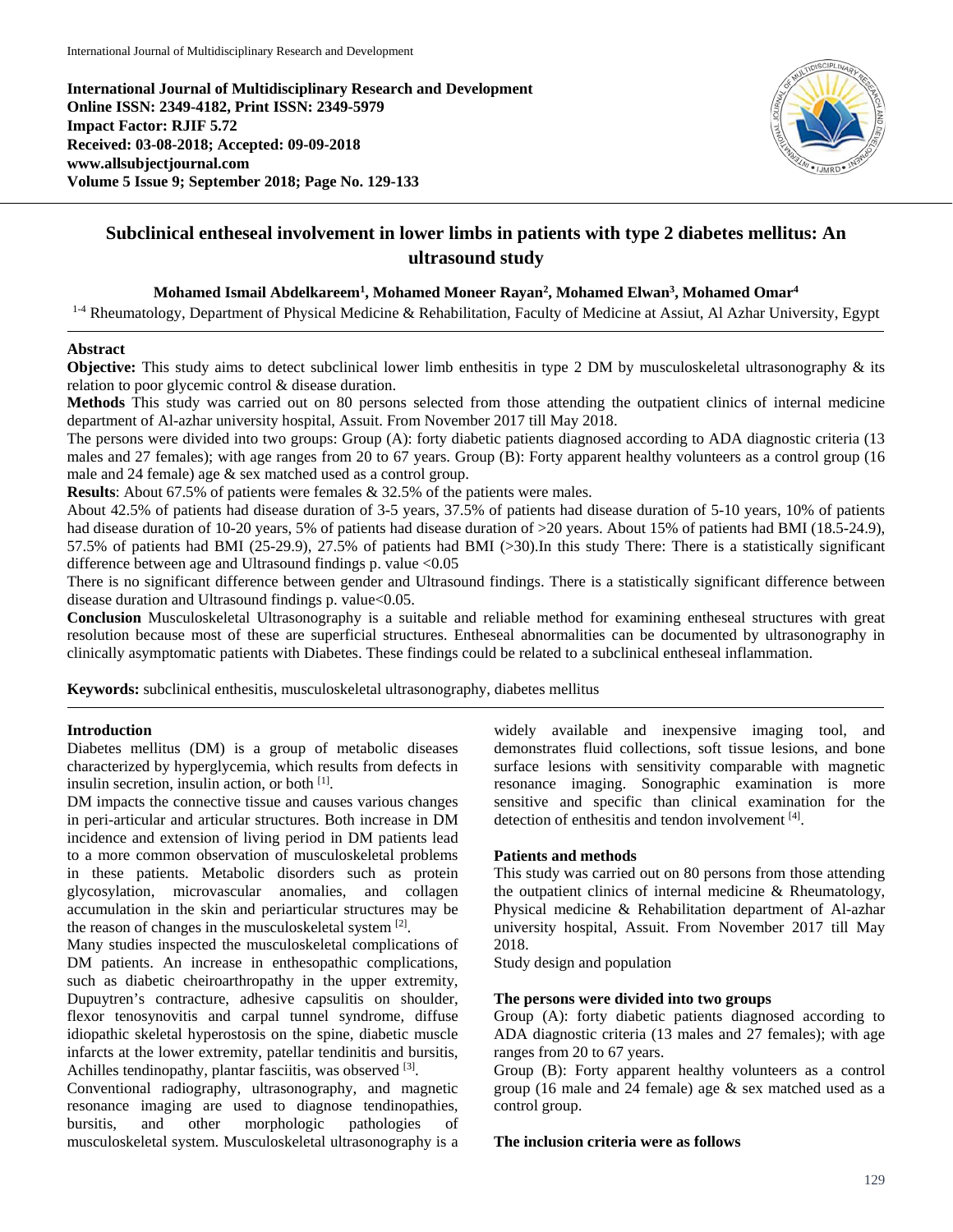**International Journal of Multidisciplinary Research and Development**
**Online ISSN: 2349-4182, Print ISSN: 2349-5979**
**Impact Factor: RJIF 5.72**
**Received: 03-08-2018; Accepted: 09-09-2018**
**www.allsubjectjournal.com**
**Volume 5 Issue 9; September 2018; Page No. 129-133**

# Subclinical entheseal involvement in lower limbs in patients with type 2 diabetes mellitus: An ultrasound study

**Mohamed Ismail Abdelkareem[1], Mohamed Moneer Rayan[2], Mohamed Elwan[3], Mohamed Omar[4]**

[1-4] Rheumatology, Department of Physical Medicine & Rehabilitation, Faculty of Medicine at Assiut, Al Azhar University, Egypt

## Abstract

**Objective:** This study aims to detect subclinical lower limb enthesitis in type 2 DM by musculoskeletal ultrasonography & its relation to poor glycemic control & disease duration.

**Methods** This study was carried out on 80 persons selected from those attending the outpatient clinics of internal medicine department of Al-azhar university hospital, Assuit. From November 2017 till May 2018.

The persons were divided into two groups: Group (A): forty diabetic patients diagnosed according to ADA diagnostic criteria (13 males and 27 females); with age ranges from 20 to 67 years. Group (B): Forty apparent healthy volunteers as a control group (16 male and 24 female) age & sex matched used as a control group.

**Results**: About 67.5% of patients were females & 32.5% of the patients were males.

About 42.5% of patients had disease duration of 3-5 years, 37.5% of patients had disease duration of 5-10 years, 10% of patients had disease duration of 10-20 years, 5% of patients had disease duration of >20 years. About 15% of patients had BMI (18.5-24.9), 57.5% of patients had BMI (25-29.9), 27.5% of patients had BMI (>30).In this study There: There is a statistically significant difference between age and Ultrasound findings p. value <0.05

There is no significant difference between gender and Ultrasound findings. There is a statistically significant difference between disease duration and Ultrasound findings p. value<0.05.

**Conclusion** Musculoskeletal Ultrasonography is a suitable and reliable method for examining entheseal structures with great resolution because most of these are superficial structures. Entheseal abnormalities can be documented by ultrasonography in clinically asymptomatic patients with Diabetes. These findings could be related to a subclinical entheseal inflammation.

**Keywords:** subclinical enthesitis, musculoskeletal ultrasonography, diabetes mellitus

## Introduction

Diabetes mellitus (DM) is a group of metabolic diseases characterized by hyperglycemia, which results from defects in insulin secretion, insulin action, or both [1].

DM impacts the connective tissue and causes various changes in peri-articular and articular structures. Both increase in DM incidence and extension of living period in DM patients lead to a more common observation of musculoskeletal problems in these patients. Metabolic disorders such as protein glycosylation, microvascular anomalies, and collagen accumulation in the skin and periarticular structures may be the reason of changes in the musculoskeletal system [2].

Many studies inspected the musculoskeletal complications of DM patients. An increase in enthesopathic complications, such as diabetic cheiroarthropathy in the upper extremity, Dupuytren's contracture, adhesive capsulitis on shoulder, flexor tenosynovitis and carpal tunnel syndrome, diffuse idiopathic skeletal hyperostosis on the spine, diabetic muscle infarcts at the lower extremity, patellar tendinitis and bursitis, Achilles tendinopathy, plantar fasciitis, was observed [3].

Conventional radiography, ultrasonography, and magnetic resonance imaging are used to diagnose tendinopathies, bursitis, and other morphologic pathologies of musculoskeletal system. Musculoskeletal ultrasonography is a widely available and inexpensive imaging tool, and demonstrates fluid collections, soft tissue lesions, and bone surface lesions with sensitivity comparable with magnetic resonance imaging. Sonographic examination is more sensitive and specific than clinical examination for the detection of enthesitis and tendon involvement [4].

## Patients and methods

This study was carried out on 80 persons from those attending the outpatient clinics of internal medicine & Rheumatology, Physical medicine & Rehabilitation department of Al-azhar university hospital, Assuit. From November 2017 till May 2018.

Study design and population

### The persons were divided into two groups

Group (A): forty diabetic patients diagnosed according to ADA diagnostic criteria (13 males and 27 females); with age ranges from 20 to 67 years.

Group (B): Forty apparent healthy volunteers as a control group (16 male and 24 female) age & sex matched used as a control group.

### The inclusion criteria were as follows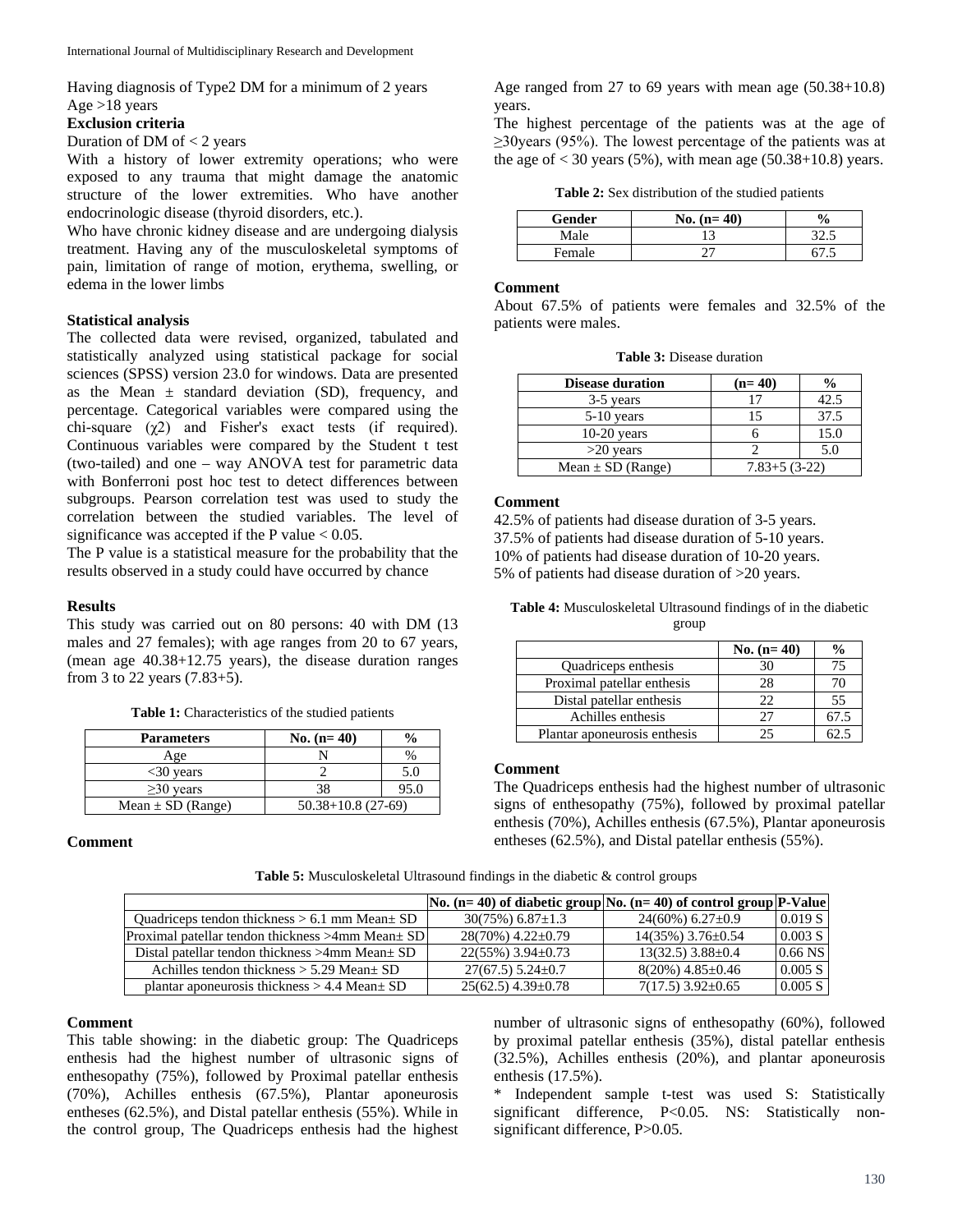Having diagnosis of Type2 DM for a minimum of 2 years
Age >18 years

**Exclusion criteria**

Duration of DM of < 2 years

With a history of lower extremity operations; who were exposed to any trauma that might damage the anatomic structure of the lower extremities. Who have another endocrinologic disease (thyroid disorders, etc.).

Who have chronic kidney disease and are undergoing dialysis treatment. Having any of the musculoskeletal symptoms of pain, limitation of range of motion, erythema, swelling, or edema in the lower limbs

**Statistical analysis**

The collected data were revised, organized, tabulated and statistically analyzed using statistical package for social sciences (SPSS) version 23.0 for windows. Data are presented as the Mean ± standard deviation (SD), frequency, and percentage. Categorical variables were compared using the chi-square ($\chi 2$) and Fisher's exact tests (if required). Continuous variables were compared by the Student t test (two-tailed) and one – way ANOVA test for parametric data with Bonferroni post hoc test to detect differences between subgroups. Pearson correlation test was used to study the correlation between the studied variables. The level of significance was accepted if the P value < 0.05.

The P value is a statistical measure for the probability that the results observed in a study could have occurred by chance

**Results**

This study was carried out on 80 persons: 40 with DM (13 males and 27 females); with age ranges from 20 to 67 years, (mean age 40.38+12.75 years), the disease duration ranges from 3 to 22 years (7.83+5).

**Table 1:** Characteristics of the studied patients

| Parameters | No. (n= 40) | % |
|---|---|---|
| Age | N | % |
| <30 years | 2 | 5.0 |
| ≥30 years | 38 | 95.0 |
| Mean ± SD (Range) | 50.38+10.8 (27-69) | |

**Comment**

Age ranged from 27 to 69 years with mean age (50.38+10.8) years.

The highest percentage of the patients was at the age of ≥30years (95%). The lowest percentage of the patients was at the age of < 30 years (5%), with mean age (50.38+10.8) years.

**Table 2:** Sex distribution of the studied patients

| Gender | No. (n= 40) | % |
|---|---|---|
| Male | 13 | 32.5 |
| Female | 27 | 67.5 |

**Comment**

About 67.5% of patients were females and 32.5% of the patients were males.

**Table 3:** Disease duration

| Disease duration | (n= 40) | % |
|---|---|---|
| 3-5 years | 17 | 42.5 |
| 5-10 years | 15 | 37.5 |
| 10-20 years | 6 | 15.0 |
| >20 years | 2 | 5.0 |
| Mean ± SD (Range) | 7.83+5 (3-22) | |

**Comment**

42.5% of patients had disease duration of 3-5 years.
37.5% of patients had disease duration of 5-10 years.
10% of patients had disease duration of 10-20 years.
5% of patients had disease duration of >20 years.

**Table 4:** Musculoskeletal Ultrasound findings of in the diabetic group

| | No. (n= 40) | % |
|---|---|---|
| Quadriceps enthesis | 30 | 75 |
| Proximal patellar enthesis | 28 | 70 |
| Distal patellar enthesis | 22 | 55 |
| Achilles enthesis | 27 | 67.5 |
| Plantar aponeurosis enthesis | 25 | 62.5 |

**Comment**

The Quadriceps enthesis had the highest number of ultrasonic signs of enthesopathy (75%), followed by proximal patellar enthesis (70%), Achilles enthesis (67.5%), Plantar aponeurosis entheses (62.5%), and Distal patellar enthesis (55%).

**Table 5:** Musculoskeletal Ultrasound findings in the diabetic & control groups

| | No. (n= 40) of diabetic group | No. (n= 40) of control group | P-Value |
|---|---|---|---|
| Quadriceps tendon thickness > 6.1 mm Mean± SD | 30(75%) 6.87±1.3 | 24(60%) 6.27±0.9 | 0.019 S |
| Proximal patellar tendon thickness >4mm Mean± SD | 28(70%) 4.22±0.79 | 14(35%) 3.76±0.54 | 0.003 S |
| Distal patellar tendon thickness >4mm Mean± SD | 22(55%) 3.94±0.73 | 13(32.5) 3.88±0.4 | 0.66 NS |
| Achilles tendon thickness > 5.29 Mean± SD | 27(67.5) 5.24±0.7 | 8(20%) 4.85±0.46 | 0.005 S |
| plantar aponeurosis thickness > 4.4 Mean± SD | 25(62.5) 4.39±0.78 | 7(17.5) 3.92±0.65 | 0.005 S |

**Comment**

This table showing: in the diabetic group: The Quadriceps enthesis had the highest number of ultrasonic signs of enthesopathy (75%), followed by Proximal patellar enthesis (70%), Achilles enthesis (67.5%), Plantar aponeurosis entheses (62.5%), and Distal patellar enthesis (55%). While in the control group, The Quadriceps enthesis had the highest number of ultrasonic signs of enthesopathy (60%), followed by proximal patellar enthesis (35%), distal patellar enthesis (32.5%), Achilles enthesis (20%), and plantar aponeurosis enthesis (17.5%).

\* Independent sample t-test was used S: Statistically significant difference, P<0.05. NS: Statistically non-significant difference, P>0.05.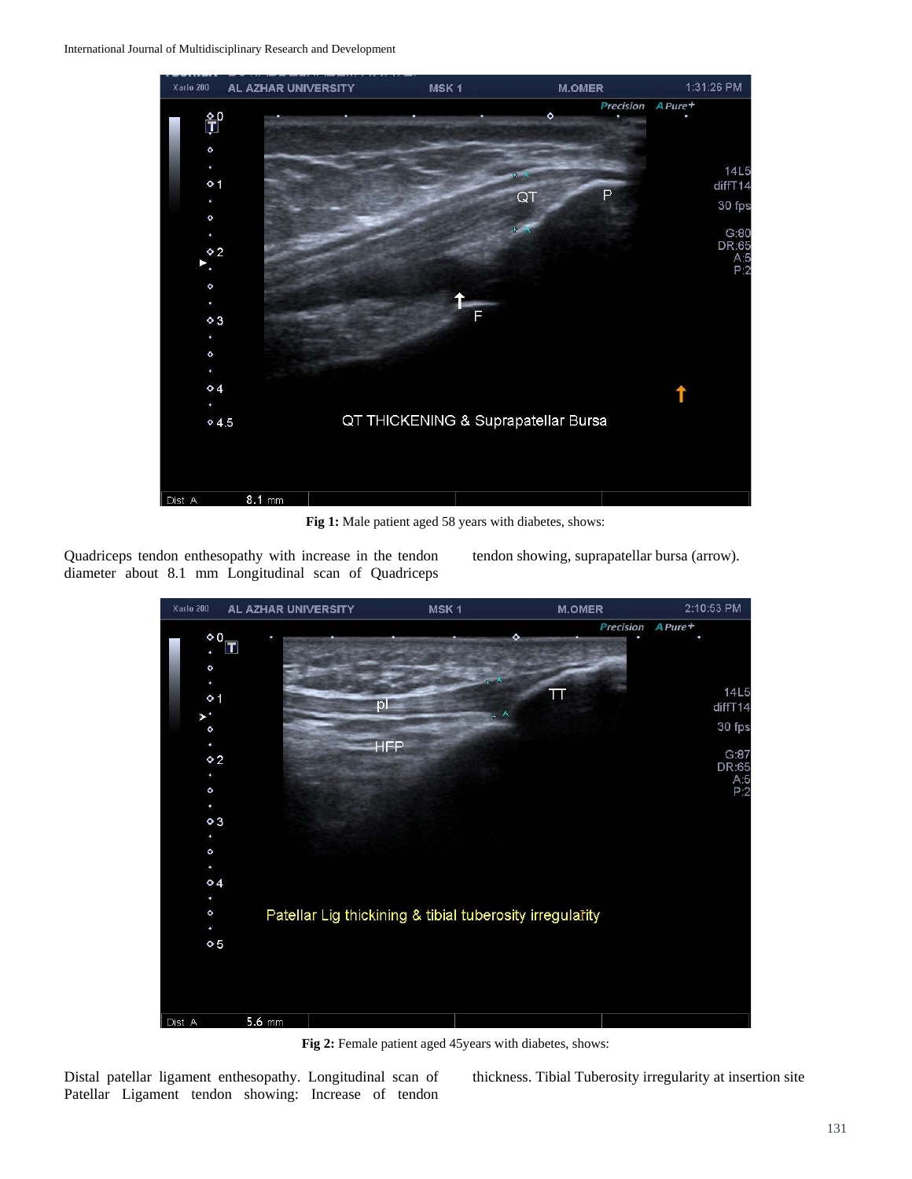**Fig 1:** Male patient aged 58 years with diabetes, shows:

Quadriceps tendon enthesopathy with increase in the tendon diameter about 8.1 mm Longitudinal scan of Quadriceps tendon showing, suprapatellar bursa (arrow).

**Fig 2:** Female patient aged 45years with diabetes, shows:

Distal patellar ligament enthesopathy. Longitudinal scan of Patellar Ligament tendon showing: Increase of tendon thickness. Tibial Tuberosity irregularity at insertion site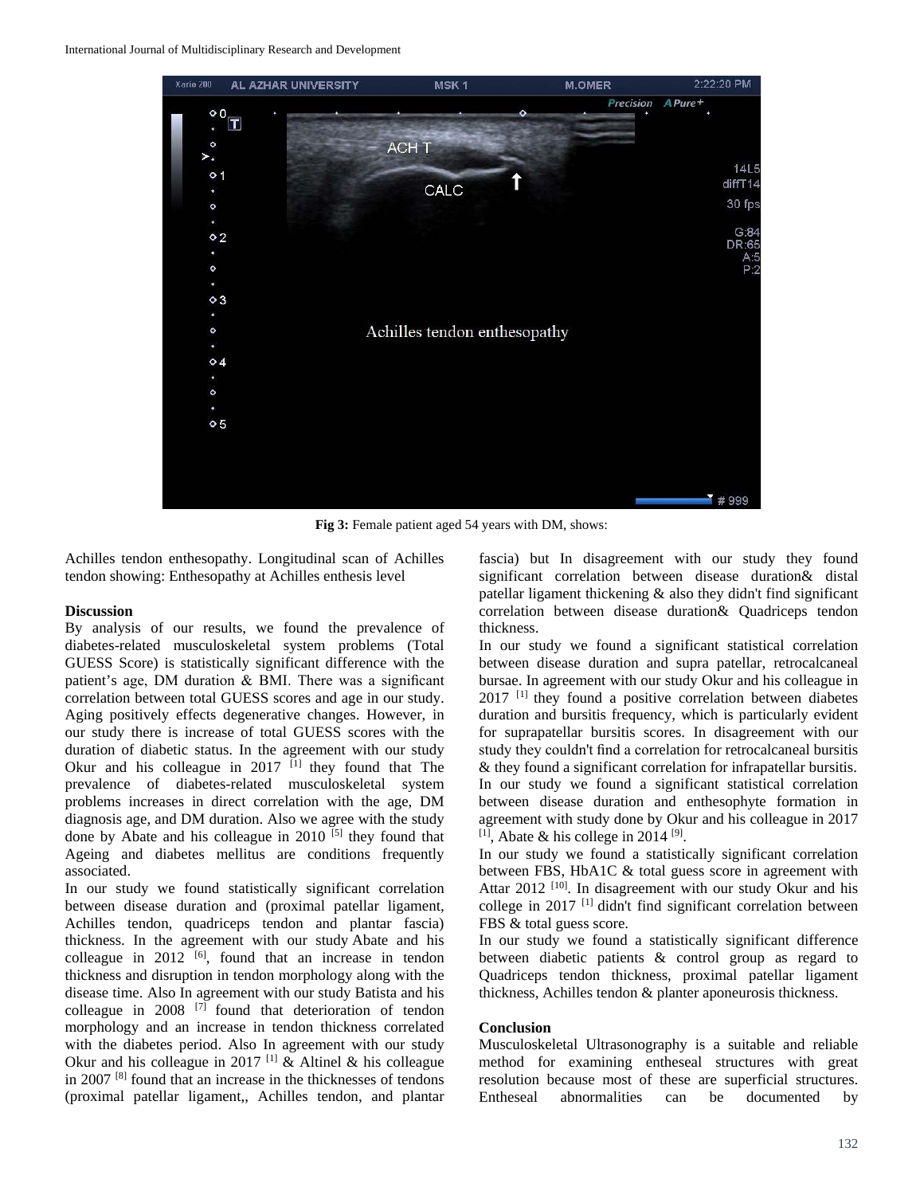**Fig 3:** Female patient aged 54 years with DM, shows:

Achilles tendon enthesopathy. Longitudinal scan of Achilles tendon showing: Enthesopathy at Achilles enthesis level

**Discussion**

By analysis of our results, we found the prevalence of diabetes-related musculoskeletal system problems (Total GUESS Score) is statistically significant difference with the patient's age, DM duration & BMI. There was a significant correlation between total GUESS scores and age in our study. Aging positively effects degenerative changes. However, in our study there is increase of total GUESS scores with the duration of diabetic status. In the agreement with our study Okur and his colleague in 2017 [1] they found that The prevalence of diabetes-related musculoskeletal system problems increases in direct correlation with the age, DM diagnosis age, and DM duration. Also we agree with the study done by Abate and his colleague in 2010 [5] they found that Ageing and diabetes mellitus are conditions frequently associated.

In our study we found statistically significant correlation between disease duration and (proximal patellar ligament, Achilles tendon, quadriceps tendon and plantar fascia) thickness. In the agreement with our study Abate and his colleague in 2012 [6], found that an increase in tendon thickness and disruption in tendon morphology along with the disease time. Also In agreement with our study Batista and his colleague in 2008 [7] found that deterioration of tendon morphology and an increase in tendon thickness correlated with the diabetes period. Also In agreement with our study Okur and his colleague in 2017 [1] & Altinel & his colleague in 2007 [8] found that an increase in the thicknesses of tendons (proximal patellar ligament,, Achilles tendon, and plantar fascia) but In disagreement with our study they found significant correlation between disease duration& distal patellar ligament thickening & also they didn't find significant correlation between disease duration& Quadriceps tendon thickness.

In our study we found a significant statistical correlation between disease duration and supra patellar, retrocalcaneal bursae. In agreement with our study Okur and his colleague in 2017 [1] they found a positive correlation between diabetes duration and bursitis frequency, which is particularly evident for suprapatellar bursitis scores. In disagreement with our study they couldn't find a correlation for retrocalcaneal bursitis & they found a significant correlation for infrapatellar bursitis.

In our study we found a significant statistical correlation between disease duration and enthesophyte formation in agreement with study done by Okur and his colleague in 2017 [1], Abate & his college in 2014 [9].

In our study we found a statistically significant correlation between FBS, HbA1C & total guess score in agreement with Attar 2012 [10]. In disagreement with our study Okur and his college in 2017 [1] didn't find significant correlation between FBS & total guess score.

In our study we found a statistically significant difference between diabetic patients & control group as regard to Quadriceps tendon thickness, proximal patellar ligament thickness, Achilles tendon & planter aponeurosis thickness.

**Conclusion**

Musculoskeletal Ultrasonography is a suitable and reliable method for examining entheseal structures with great resolution because most of these are superficial structures. Entheseal abnormalities can be documented by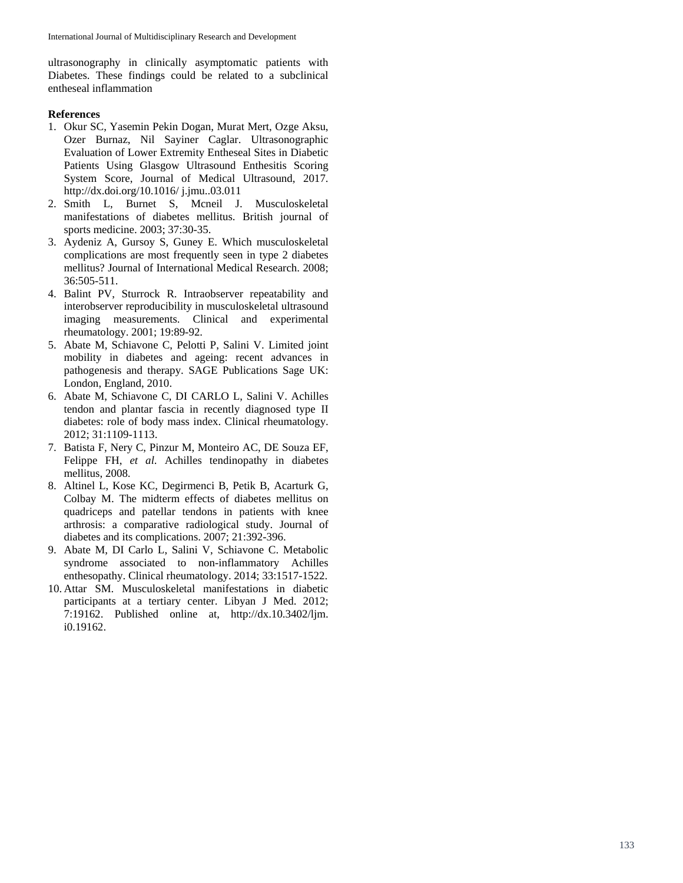ultrasonography in clinically asymptomatic patients with Diabetes. These findings could be related to a subclinical entheseal inflammation

**References**

1. Okur SC, Yasemin Pekin Dogan, Murat Mert, Ozge Aksu, Ozer Burnaz, Nil Sayiner Caglar. Ultrasonographic Evaluation of Lower Extremity Entheseal Sites in Diabetic Patients Using Glasgow Ultrasound Enthesitis Scoring System Score, Journal of Medical Ultrasound, 2017. http://dx.doi.org/10.1016/ j.jmu..03.011
2. Smith L, Burnet S, Mcneil J. Musculoskeletal manifestations of diabetes mellitus. British journal of sports medicine. 2003; 37:30-35.
3. Aydeniz A, Gursoy S, Guney E. Which musculoskeletal complications are most frequently seen in type 2 diabetes mellitus? Journal of International Medical Research. 2008; 36:505-511.
4. Balint PV, Sturrock R. Intraobserver repeatability and interobserver reproducibility in musculoskeletal ultrasound imaging measurements. Clinical and experimental rheumatology. 2001; 19:89-92.
5. Abate M, Schiavone C, Pelotti P, Salini V. Limited joint mobility in diabetes and ageing: recent advances in pathogenesis and therapy. SAGE Publications Sage UK: London, England, 2010.
6. Abate M, Schiavone C, DI CARLO L, Salini V. Achilles tendon and plantar fascia in recently diagnosed type II diabetes: role of body mass index. Clinical rheumatology. 2012; 31:1109-1113.
7. Batista F, Nery C, Pinzur M, Monteiro AC, DE Souza EF, Felippe FH, *et al.* Achilles tendinopathy in diabetes mellitus, 2008.
8. Altinel L, Kose KC, Degirmenci B, Petik B, Acarturk G, Colbay M. The midterm effects of diabetes mellitus on quadriceps and patellar tendons in patients with knee arthrosis: a comparative radiological study. Journal of diabetes and its complications. 2007; 21:392-396.
9. Abate M, DI Carlo L, Salini V, Schiavone C. Metabolic syndrome associated to non-inflammatory Achilles enthesopathy. Clinical rheumatology. 2014; 33:1517-1522.
10. Attar SM. Musculoskeletal manifestations in diabetic participants at a tertiary center. Libyan J Med. 2012; 7:19162. Published online at, http://dx.10.3402/ljm. i0.19162.